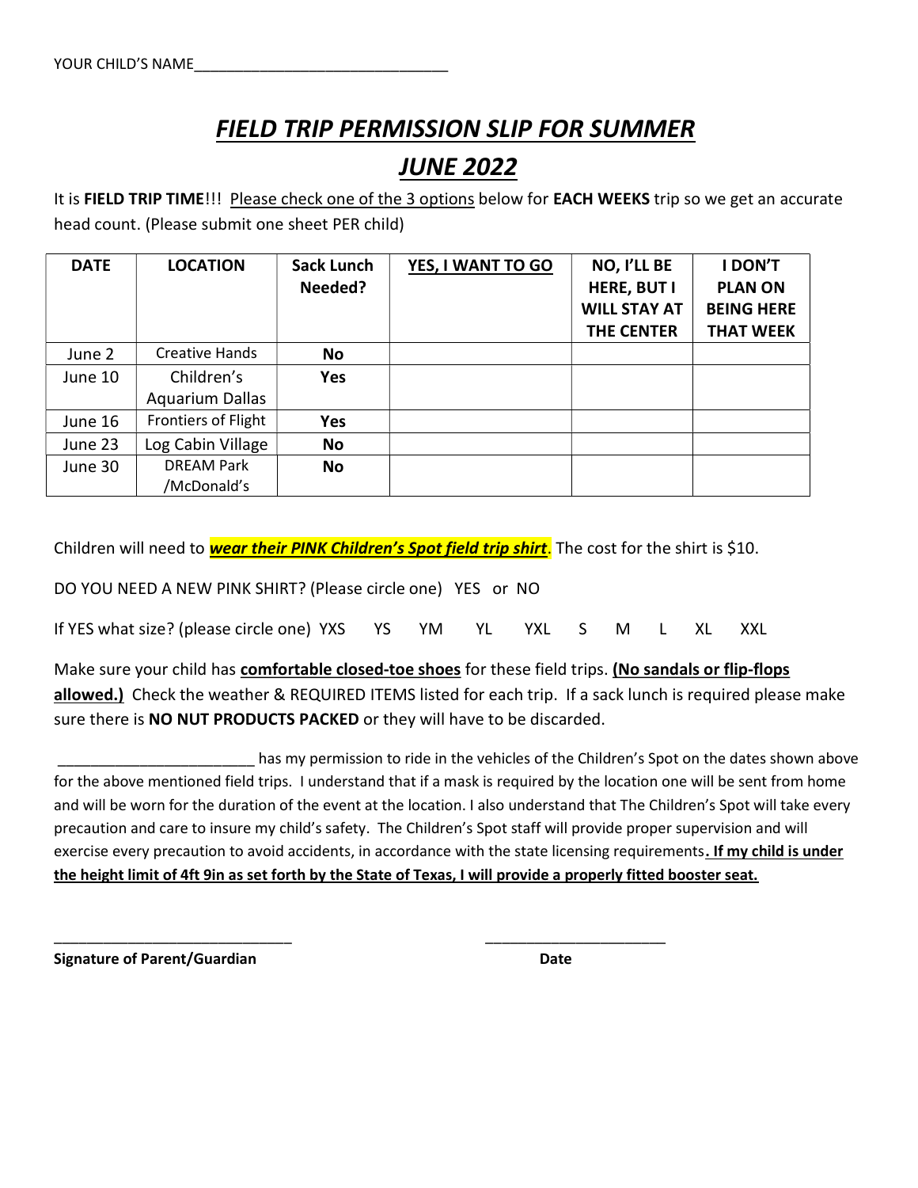YOUR CHILD'S NAME______________________________

# ***FIELD TRIP PERMISSION SLIP FOR SUMMER***

# ***JUNE 2022***

It is **FIELD TRIP TIME**!!! Please check one of the 3 options below for **EACH WEEKS** trip so we get an accurate head count. (Please submit one sheet PER child)

| DATE | LOCATION | Sack Lunch Needed? | YES, I WANT TO GO | NO, I'LL BE HERE, BUT I WILL STAY AT THE CENTER | I DON'T PLAN ON BEING HERE THAT WEEK |
|---|---|---|---|---|---|
| June 2 | Creative Hands | **No** | | | |
| June 10 | Children's Aquarium Dallas | **Yes** | | | |
| June 16 | Frontiers of Flight | **Yes** | | | |
| June 23 | Log Cabin Village | **No** | | | |
| June 30 | DREAM Park /McDonald's | **No** | | | |

Children will need to ***wear their PINK Children's Spot field trip shirt***. The cost for the shirt is $10.

DO YOU NEED A NEW PINK SHIRT? (Please circle one) YES or NO

If YES what size? (please circle one) YXS YS YM YL YXL S M L XL XXL

Make sure your child has **comfortable closed-toe shoes** for these field trips. **(No sandals or flip-flops allowed.)** Check the weather & REQUIRED ITEMS listed for each trip. If a sack lunch is required please make sure there is **NO NUT PRODUCTS PACKED** or they will have to be discarded.

________________________ has my permission to ride in the vehicles of the Children's Spot on the dates shown above for the above mentioned field trips. I understand that if a mask is required by the location one will be sent from home and will be worn for the duration of the event at the location. I also understand that The Children's Spot will take every precaution and care to insure my child's safety. The Children's Spot staff will provide proper supervision and will exercise every precaution to avoid accidents, in accordance with the state licensing requirements**. If my child is under the height limit of 4ft 9in as set forth by the State of Texas, I will provide a properly fitted booster seat.**

_____________________________ ______________________

**Signature of Parent/Guardian** **Date**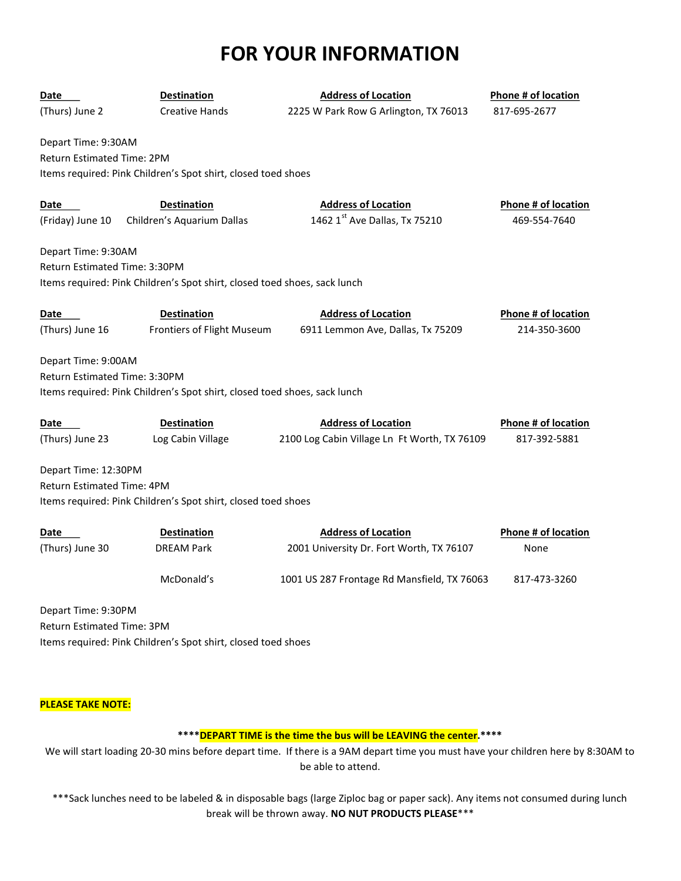# FOR YOUR INFORMATION

| Date | Destination | Address of Location | Phone # of location |
|---|---|---|---|
| (Thurs) June 2 | Creative Hands | 2225 W Park Row G Arlington, TX 76013 | 817-695-2677 |

Depart Time: 9:30AM
Return Estimated Time: 2PM
Items required: Pink Children's Spot shirt, closed toed shoes

| Date | Destination | Address of Location | Phone # of location |
|---|---|---|---|
| (Friday) June 10 | Children's Aquarium Dallas | 1462 1st Ave Dallas, Tx 75210 | 469-554-7640 |

Depart Time: 9:30AM
Return Estimated Time: 3:30PM
Items required: Pink Children's Spot shirt, closed toed shoes, sack lunch

| Date | Destination | Address of Location | Phone # of location |
|---|---|---|---|
| (Thurs) June 16 | Frontiers of Flight Museum | 6911 Lemmon Ave, Dallas, Tx 75209 | 214-350-3600 |

Depart Time: 9:00AM
Return Estimated Time: 3:30PM
Items required: Pink Children's Spot shirt, closed toed shoes, sack lunch

| Date | Destination | Address of Location | Phone # of location |
|---|---|---|---|
| (Thurs) June 23 | Log Cabin Village | 2100 Log Cabin Village Ln Ft Worth, TX 76109 | 817-392-5881 |

Depart Time: 12:30PM
Return Estimated Time: 4PM
Items required: Pink Children's Spot shirt, closed toed shoes

| Date | Destination | Address of Location | Phone # of location |
|---|---|---|---|
| (Thurs) June 30 | DREAM Park | 2001 University Dr. Fort Worth, TX 76107 | None |
| | McDonald's | 1001 US 287 Frontage Rd Mansfield, TX 76063 | 817-473-3260 |

Depart Time: 9:30PM
Return Estimated Time: 3PM
Items required: Pink Children's Spot shirt, closed toed shoes

**PLEASE TAKE NOTE:**

****DEPART TIME is the time the bus will be LEAVING the center.****

We will start loading 20-30 mins before depart time. If there is a 9AM depart time you must have your children here by 8:30AM to be able to attend.

***Sack lunches need to be labeled & in disposable bags (large Ziploc bag or paper sack). Any items not consumed during lunch break will be thrown away. **NO NUT PRODUCTS PLEASE*****